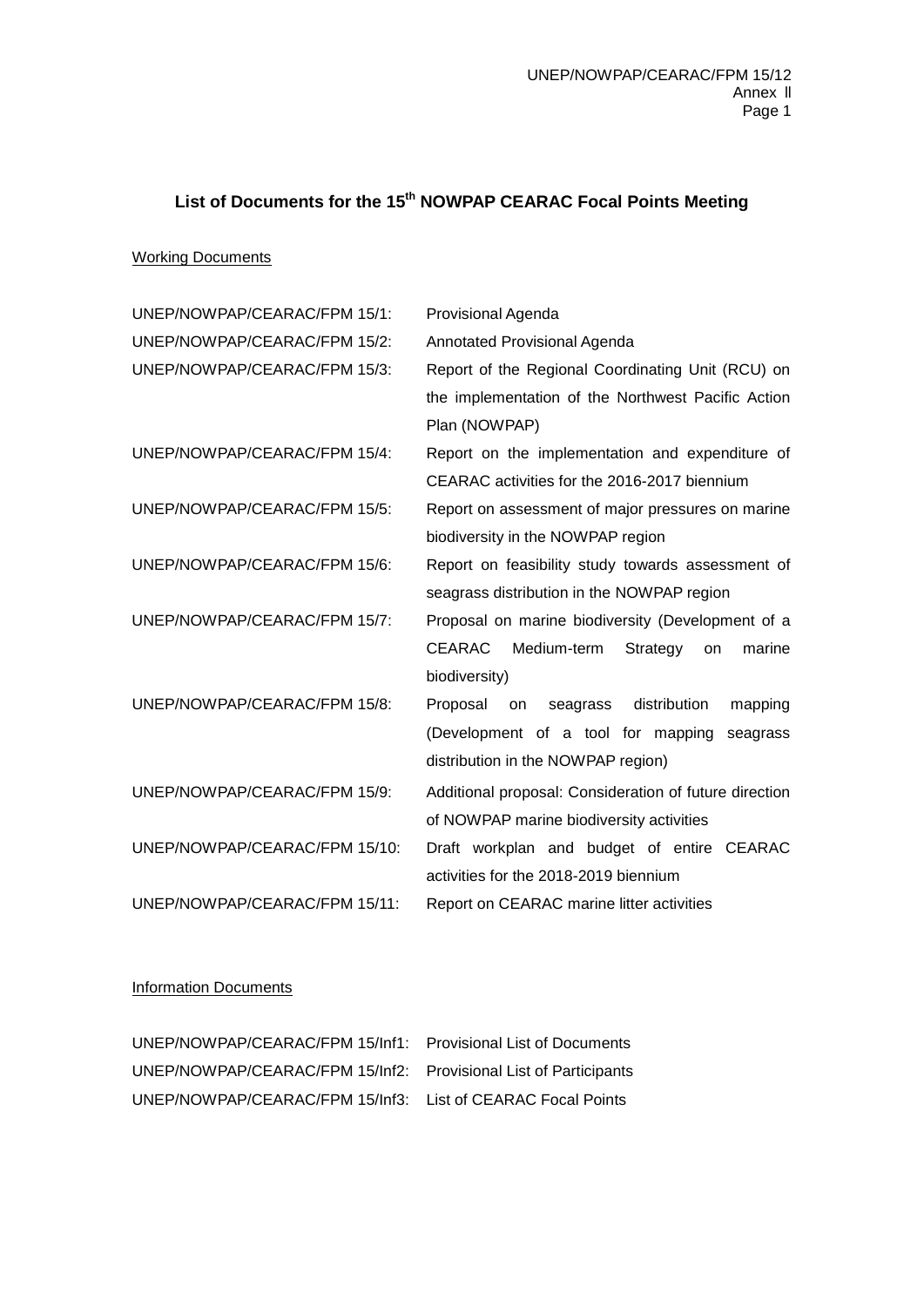# List of Documents for the 15th NOWPAP CEARAC Focal Points Meeting

## Working Documents

| | |
|---|---|
| UNEP/NOWPAP/CEARAC/FPM 15/1: | Provisional Agenda |
| UNEP/NOWPAP/CEARAC/FPM 15/2: | Annotated Provisional Agenda |
| UNEP/NOWPAP/CEARAC/FPM 15/3: | Report of the Regional Coordinating Unit (RCU) on the implementation of the Northwest Pacific Action Plan (NOWPAP) |
| UNEP/NOWPAP/CEARAC/FPM 15/4: | Report on the implementation and expenditure of CEARAC activities for the 2016-2017 biennium |
| UNEP/NOWPAP/CEARAC/FPM 15/5: | Report on assessment of major pressures on marine biodiversity in the NOWPAP region |
| UNEP/NOWPAP/CEARAC/FPM 15/6: | Report on feasibility study towards assessment of seagrass distribution in the NOWPAP region |
| UNEP/NOWPAP/CEARAC/FPM 15/7: | Proposal on marine biodiversity (Development of a CEARAC Medium-term Strategy on marine biodiversity) |
| UNEP/NOWPAP/CEARAC/FPM 15/8: | Proposal on seagrass distribution mapping (Development of a tool for mapping seagrass distribution in the NOWPAP region) |
| UNEP/NOWPAP/CEARAC/FPM 15/9: | Additional proposal: Consideration of future direction of NOWPAP marine biodiversity activities |
| UNEP/NOWPAP/CEARAC/FPM 15/10: | Draft workplan and budget of entire CEARAC activities for the 2018-2019 biennium |
| UNEP/NOWPAP/CEARAC/FPM 15/11: | Report on CEARAC marine litter activities |

## Information Documents

| | |
|---|---|
| UNEP/NOWPAP/CEARAC/FPM 15/Inf1: | Provisional List of Documents |
| UNEP/NOWPAP/CEARAC/FPM 15/Inf2: | Provisional List of Participants |
| UNEP/NOWPAP/CEARAC/FPM 15/Inf3: | List of CEARAC Focal Points |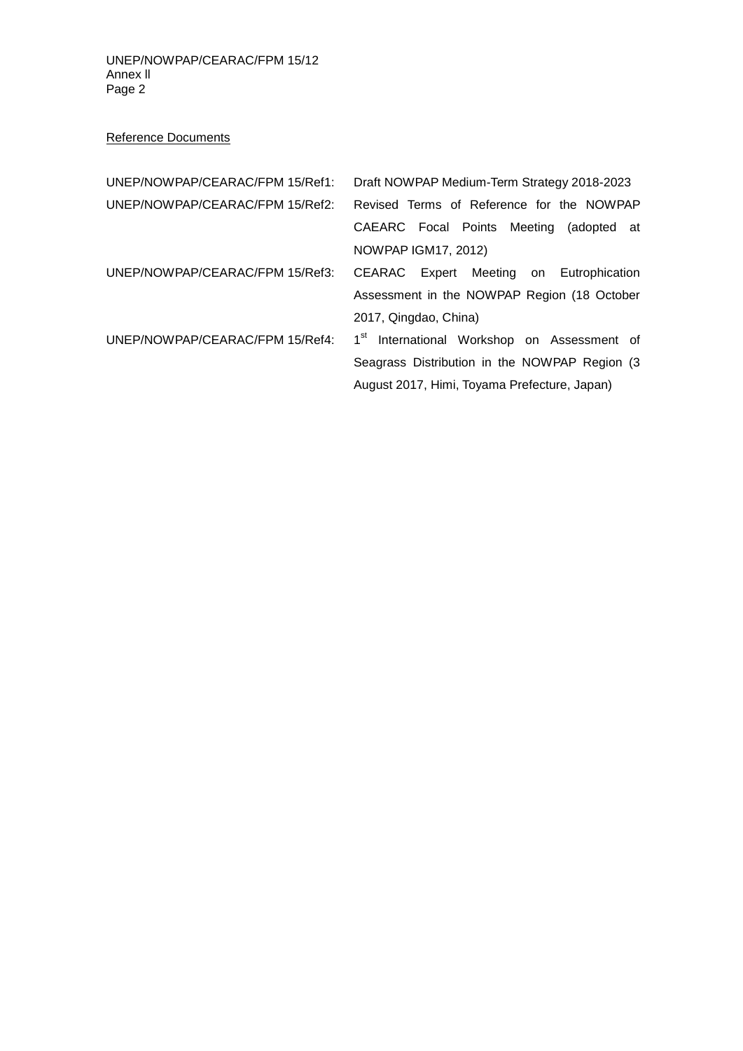Reference Documents

| | |
|---|---|
| UNEP/NOWPAP/CEARAC/FPM 15/Ref1: | Draft NOWPAP Medium-Term Strategy 2018-2023 |
| UNEP/NOWPAP/CEARAC/FPM 15/Ref2: | Revised Terms of Reference for the NOWPAP CAEARC Focal Points Meeting (adopted at NOWPAP IGM17, 2012) |
| UNEP/NOWPAP/CEARAC/FPM 15/Ref3: | CEARAC Expert Meeting on Eutrophication Assessment in the NOWPAP Region (18 October 2017, Qingdao, China) |
| UNEP/NOWPAP/CEARAC/FPM 15/Ref4: | 1st International Workshop on Assessment of Seagrass Distribution in the NOWPAP Region (3 August 2017, Himi, Toyama Prefecture, Japan) |